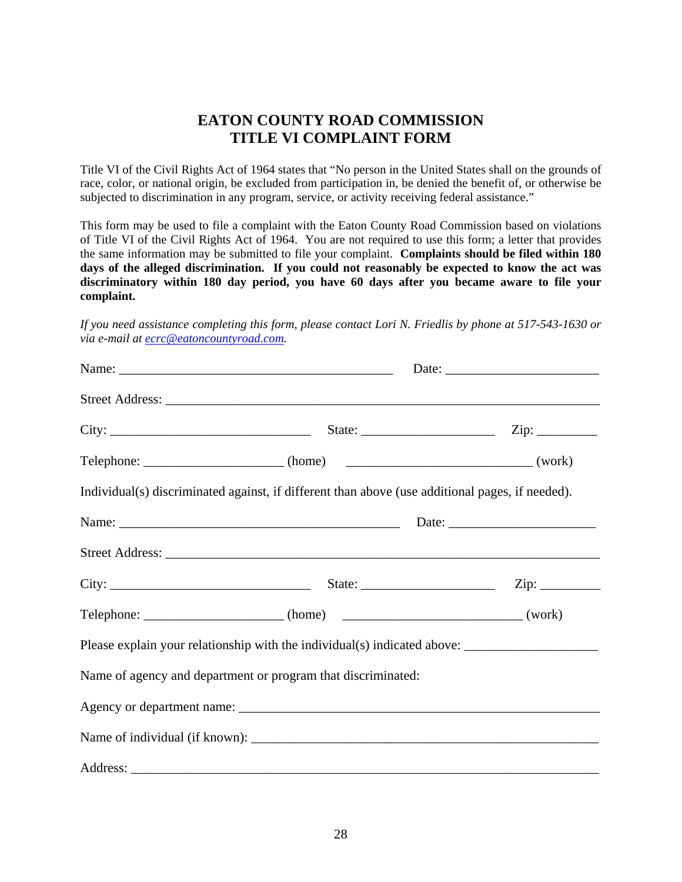# EATON COUNTY ROAD COMMISSION
# TITLE VI COMPLAINT FORM

Title VI of the Civil Rights Act of 1964 states that "No person in the United States shall on the grounds of race, color, or national origin, be excluded from participation in, be denied the benefit of, or otherwise be subjected to discrimination in any program, service, or activity receiving federal assistance."

This form may be used to file a complaint with the Eaton County Road Commission based on violations of Title VI of the Civil Rights Act of 1964. You are not required to use this form; a letter that provides the same information may be submitted to file your complaint. **Complaints should be filed within 180 days of the alleged discrimination. If you could not reasonably be expected to know the act was discriminatory within 180 day period, you have 60 days after you became aware to file your complaint.**

*If you need assistance completing this form, please contact Lori N. Friedlis by phone at 517-543-1630 or via e-mail at [ecrc@eatoncountyroad.com](mailto:ecrc@eatoncountyroad.com).*

Name: ________________________________________ Date: ______________________

Street Address: ______________________________________________________________

City: ____________________________ State: __________________ Zip: _________

Telephone: ____________________ (home) __________________________ (work)

Individual(s) discriminated against, if different than above (use additional pages, if needed).

Name: ________________________________________ Date: ____________________

Street Address: ______________________________________________________________

City: ____________________________ State: __________________ Zip: _________

Telephone: ____________________ (home) ________________________ (work)

Please explain your relationship with the individual(s) indicated above: __________________

Name of agency and department or program that discriminated:

Agency or department name: ___________________________________________________

Name of individual (if known): _________________________________________________

Address: __________________________________________________________________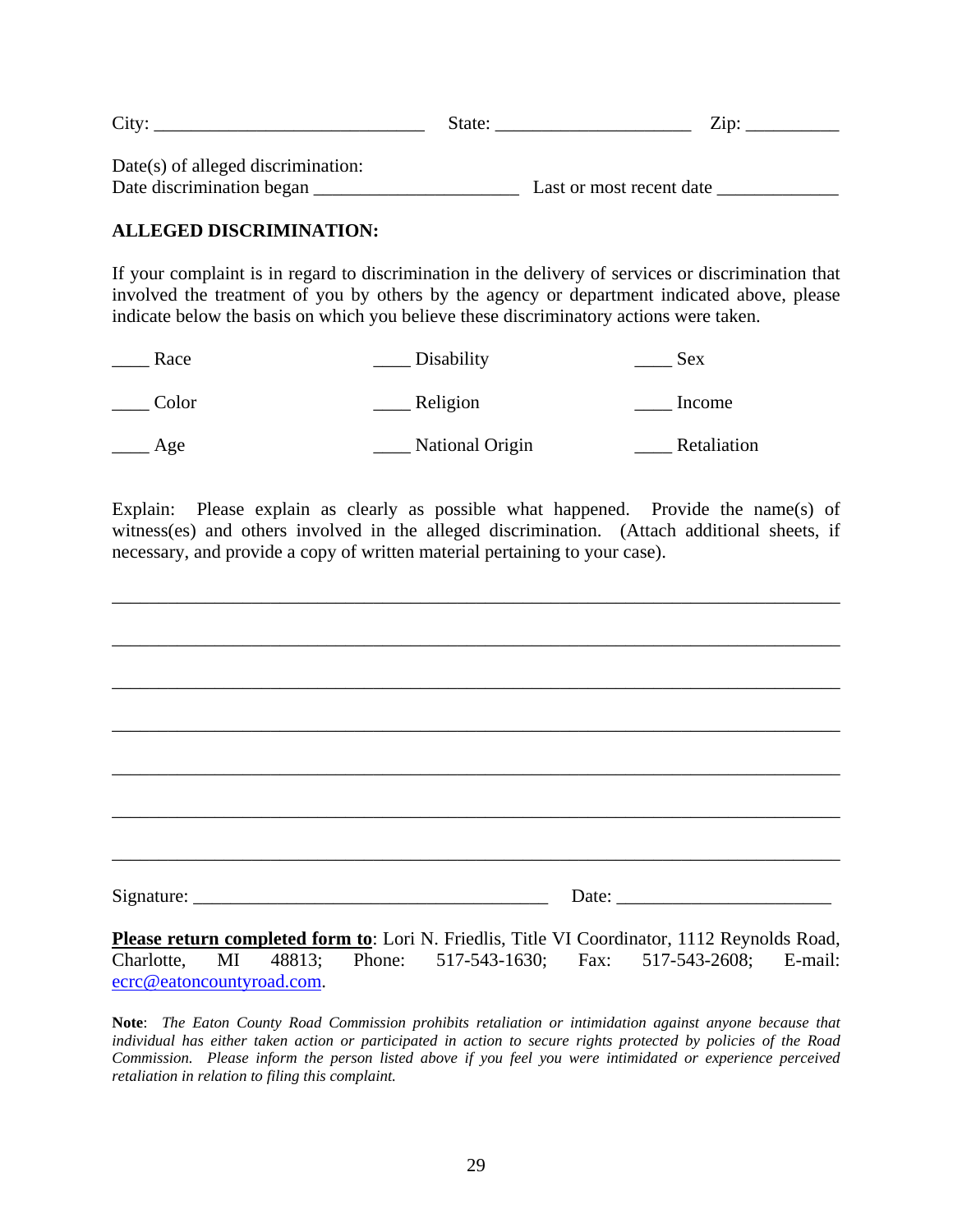City: ____________________________ State: ____________________ Zip: __________

Date(s) of alleged discrimination:
Date discrimination began _____________________ Last or most recent date ____________

**ALLEGED DISCRIMINATION:**

If your complaint is in regard to discrimination in the delivery of services or discrimination that involved the treatment of you by others by the agency or department indicated above, please indicate below the basis on which you believe these discriminatory actions were taken.

| | | |
|---|---|---|
| ____ Race | ____ Disability | ____ Sex |
| ____ Color | ____ Religion | ____ Income |
| ____ Age | ____ National Origin | ____ Retaliation |

Explain: Please explain as clearly as possible what happened. Provide the name(s) of witness(es) and others involved in the alleged discrimination. (Attach additional sheets, if necessary, and provide a copy of written material pertaining to your case).

_____________________________________________________________________________

_____________________________________________________________________________

_____________________________________________________________________________

_____________________________________________________________________________

_____________________________________________________________________________

_____________________________________________________________________________

_____________________________________________________________________________

Signature: ____________________________________ Date: ______________________

**Please return completed form to**: Lori N. Friedlis, Title VI Coordinator, 1112 Reynolds Road, Charlotte, MI 48813; Phone: 517-543-1630; Fax: 517-543-2608; E-mail: ecrc@eatoncountyroad.com.

**Note**: *The Eaton County Road Commission prohibits retaliation or intimidation against anyone because that individual has either taken action or participated in action to secure rights protected by policies of the Road Commission. Please inform the person listed above if you feel you were intimidated or experience perceived retaliation in relation to filing this complaint.*